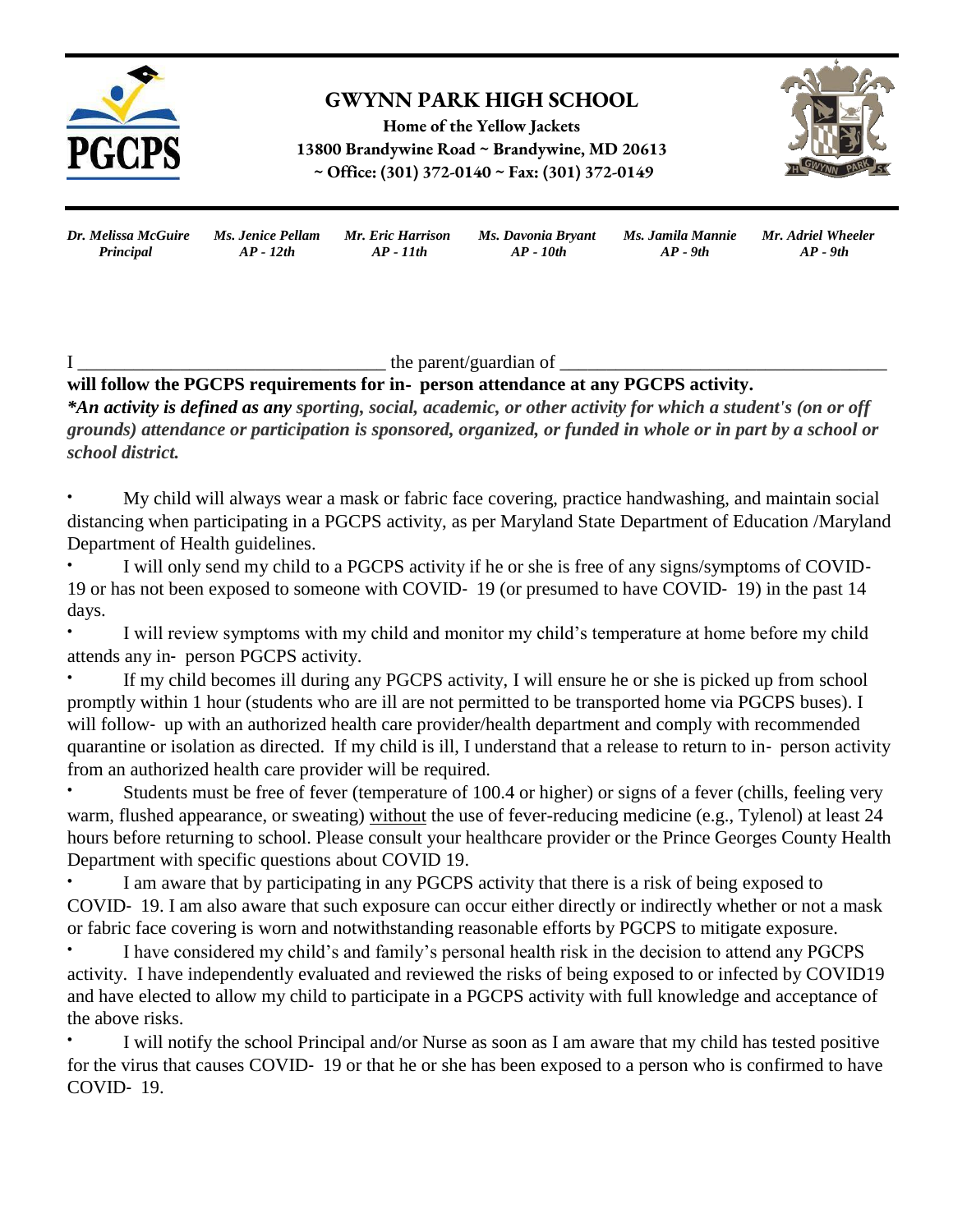# GWYNN PARK HIGH SCHOOL

**Home of the Yellow Jackets**
**13800 Brandywine Road ~ Brandywine, MD 20613**
**~ Office: (301) 372-0140 ~ Fax: (301) 372-0149**

| ***Dr. Melissa McGuire*** | ***Ms. Jenice Pellam*** | ***Mr. Eric Harrison*** | ***Ms. Davonia Bryant*** | ***Ms. Jamila Mannie*** | ***Mr. Adriel Wheeler*** |
|---|---|---|---|---|---|
| ***Principal*** | ***AP - 12th*** | ***AP - 11th*** | ***AP - 10th*** | ***AP - 9th*** | ***AP - 9th*** |

I _________________________________ the parent/guardian of ___________________________________

**will follow the PGCPS requirements for in- person attendance at any PGCPS activity.**

***\*An activity is defined as any** sporting, social, academic, or other activity for which a student's (on or off grounds) attendance or participation is sponsored, organized, or funded in whole or in part by a school or school district.*

- My child will always wear a mask or fabric face covering, practice handwashing, and maintain social distancing when participating in a PGCPS activity, as per Maryland State Department of Education /Maryland Department of Health guidelines.
- I will only send my child to a PGCPS activity if he or she is free of any signs/symptoms of COVID-19 or has not been exposed to someone with COVID- 19 (or presumed to have COVID- 19) in the past 14 days.
- I will review symptoms with my child and monitor my child's temperature at home before my child attends any in- person PGCPS activity.
- If my child becomes ill during any PGCPS activity, I will ensure he or she is picked up from school promptly within 1 hour (students who are ill are not permitted to be transported home via PGCPS buses). I will follow- up with an authorized health care provider/health department and comply with recommended quarantine or isolation as directed. If my child is ill, I understand that a release to return to in- person activity from an authorized health care provider will be required.
- Students must be free of fever (temperature of 100.4 or higher) or signs of a fever (chills, feeling very warm, flushed appearance, or sweating) <u>without</u> the use of fever-reducing medicine (e.g., Tylenol) at least 24 hours before returning to school. Please consult your healthcare provider or the Prince Georges County Health Department with specific questions about COVID 19.
- I am aware that by participating in any PGCPS activity that there is a risk of being exposed to COVID- 19. I am also aware that such exposure can occur either directly or indirectly whether or not a mask or fabric face covering is worn and notwithstanding reasonable efforts by PGCPS to mitigate exposure.
- I have considered my child's and family's personal health risk in the decision to attend any PGCPS activity. I have independently evaluated and reviewed the risks of being exposed to or infected by COVID19 and have elected to allow my child to participate in a PGCPS activity with full knowledge and acceptance of the above risks.
- I will notify the school Principal and/or Nurse as soon as I am aware that my child has tested positive for the virus that causes COVID- 19 or that he or she has been exposed to a person who is confirmed to have COVID- 19.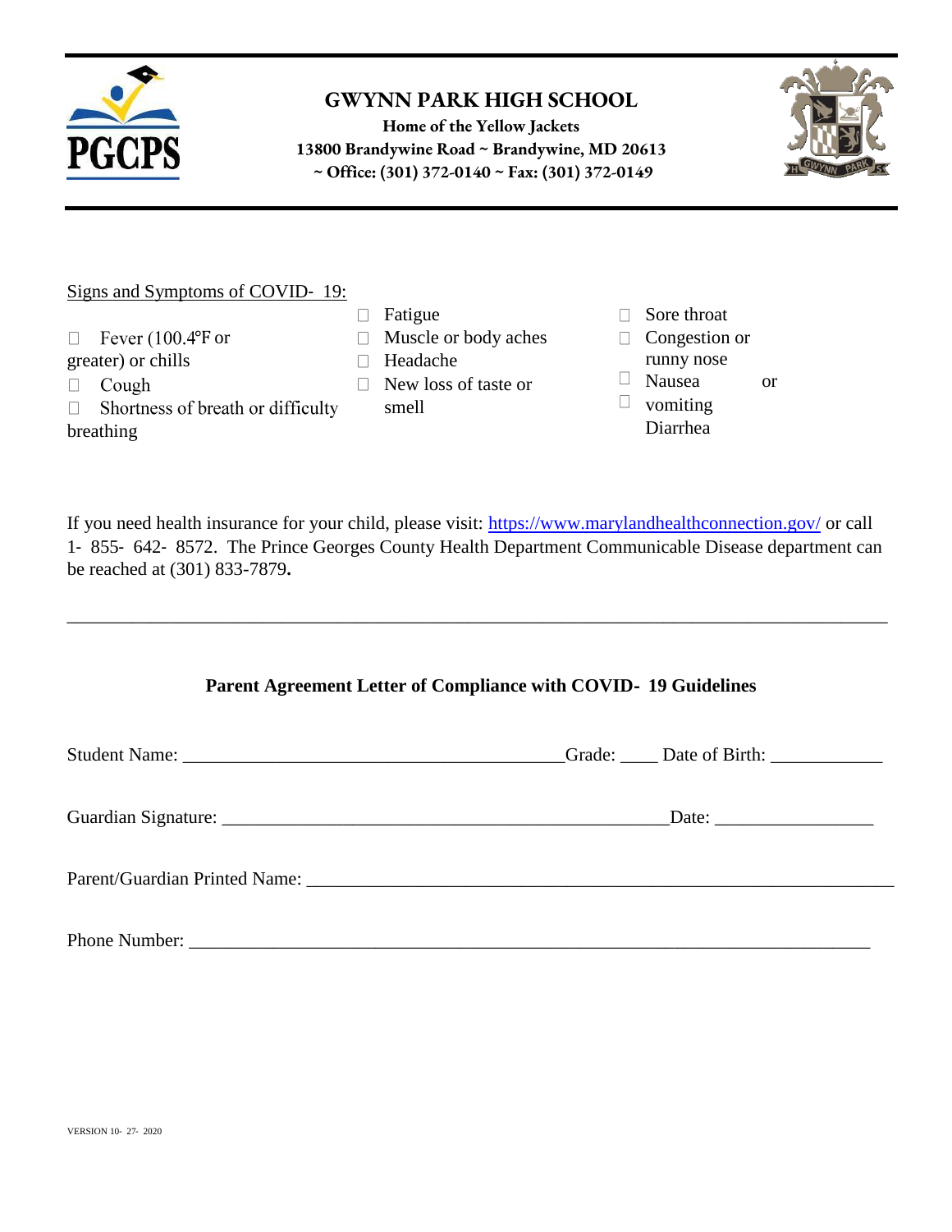# GWYNN PARK HIGH SCHOOL

**Home of the Yellow Jackets**
**13800 Brandywine Road ~ Brandywine, MD 20613**
**~ Office: (301) 372-0140 ~ Fax: (301) 372-0149**

Signs and Symptoms of COVID- 19:

- ☐ Fever (100.4°F or greater) or chills
- ☐ Cough
- ☐ Shortness of breath or difficulty breathing
- ☐ Fatigue
- ☐ Muscle or body aches
- ☐ Headache
- ☐ New loss of taste or smell
- ☐ Sore throat
- ☐ Congestion or runny nose
- ☐ Nausea or vomiting
- ☐ Diarrhea

If you need health insurance for your child, please visit: https://www.marylandhealthconnection.gov/ or call 1- 855- 642- 8572. The Prince Georges County Health Department Communicable Disease department can be reached at (301) 833-7879.

---

## Parent Agreement Letter of Compliance with COVID- 19 Guidelines

Student Name: _________________________________________ Grade: ____ Date of Birth: ____________

Guardian Signature: _________________________________________________ Date: _________________

Parent/Guardian Printed Name: _______________________________________________________________

Phone Number: __________________________________________________________________________

VERSION 10- 27- 2020